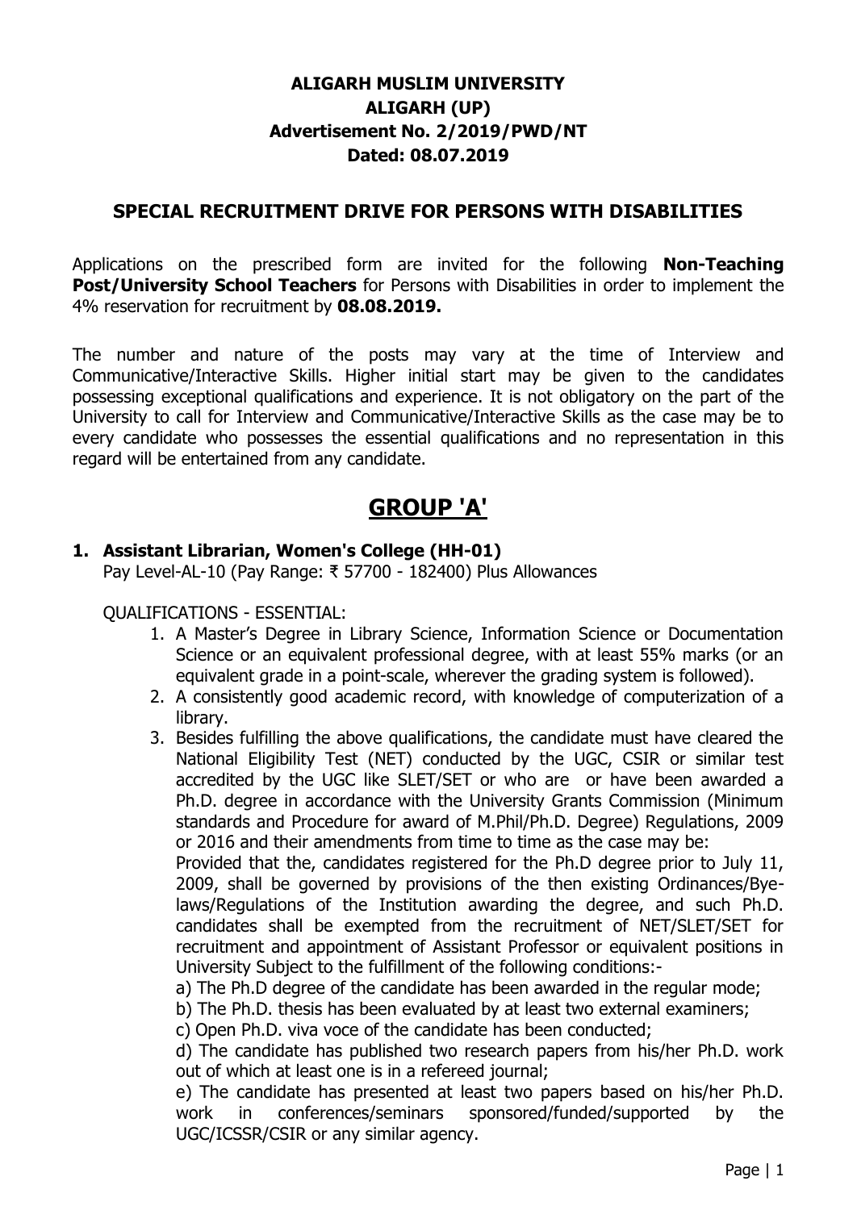# ALIGARH MUSLIM UNIVERSITY
# ALIGARH (UP)
## Advertisement No. 2/2019/PWD/NT
## Dated: 08.07.2019

## SPECIAL RECRUITMENT DRIVE FOR PERSONS WITH DISABILITIES

Applications on the prescribed form are invited for the following **Non-Teaching Post/University School Teachers** for Persons with Disabilities in order to implement the 4% reservation for recruitment by **08.08.2019.**

The number and nature of the posts may vary at the time of Interview and Communicative/Interactive Skills. Higher initial start may be given to the candidates possessing exceptional qualifications and experience. It is not obligatory on the part of the University to call for Interview and Communicative/Interactive Skills as the case may be to every candidate who possesses the essential qualifications and no representation in this regard will be entertained from any candidate.

# GROUP 'A'

**1. Assistant Librarian, Women's College (HH-01)**

Pay Level-AL-10 (Pay Range: ₹ 57700 - 182400) Plus Allowances

QUALIFICATIONS - ESSENTIAL:

1. A Master's Degree in Library Science, Information Science or Documentation Science or an equivalent professional degree, with at least 55% marks (or an equivalent grade in a point-scale, wherever the grading system is followed).
2. A consistently good academic record, with knowledge of computerization of a library.
3. Besides fulfilling the above qualifications, the candidate must have cleared the National Eligibility Test (NET) conducted by the UGC, CSIR or similar test accredited by the UGC like SLET/SET or who are or have been awarded a Ph.D. degree in accordance with the University Grants Commission (Minimum standards and Procedure for award of M.Phil/Ph.D. Degree) Regulations, 2009 or 2016 and their amendments from time to time as the case may be:

   Provided that the, candidates registered for the Ph.D degree prior to July 11, 2009, shall be governed by provisions of the then existing Ordinances/Bye-laws/Regulations of the Institution awarding the degree, and such Ph.D. candidates shall be exempted from the recruitment of NET/SLET/SET for recruitment and appointment of Assistant Professor or equivalent positions in University Subject to the fulfillment of the following conditions:-

   a) The Ph.D degree of the candidate has been awarded in the regular mode;

   b) The Ph.D. thesis has been evaluated by at least two external examiners;

   c) Open Ph.D. viva voce of the candidate has been conducted;

   d) The candidate has published two research papers from his/her Ph.D. work out of which at least one is in a refereed journal;

   e) The candidate has presented at least two papers based on his/her Ph.D. work in conferences/seminars sponsored/funded/supported by the UGC/ICSSR/CSIR or any similar agency.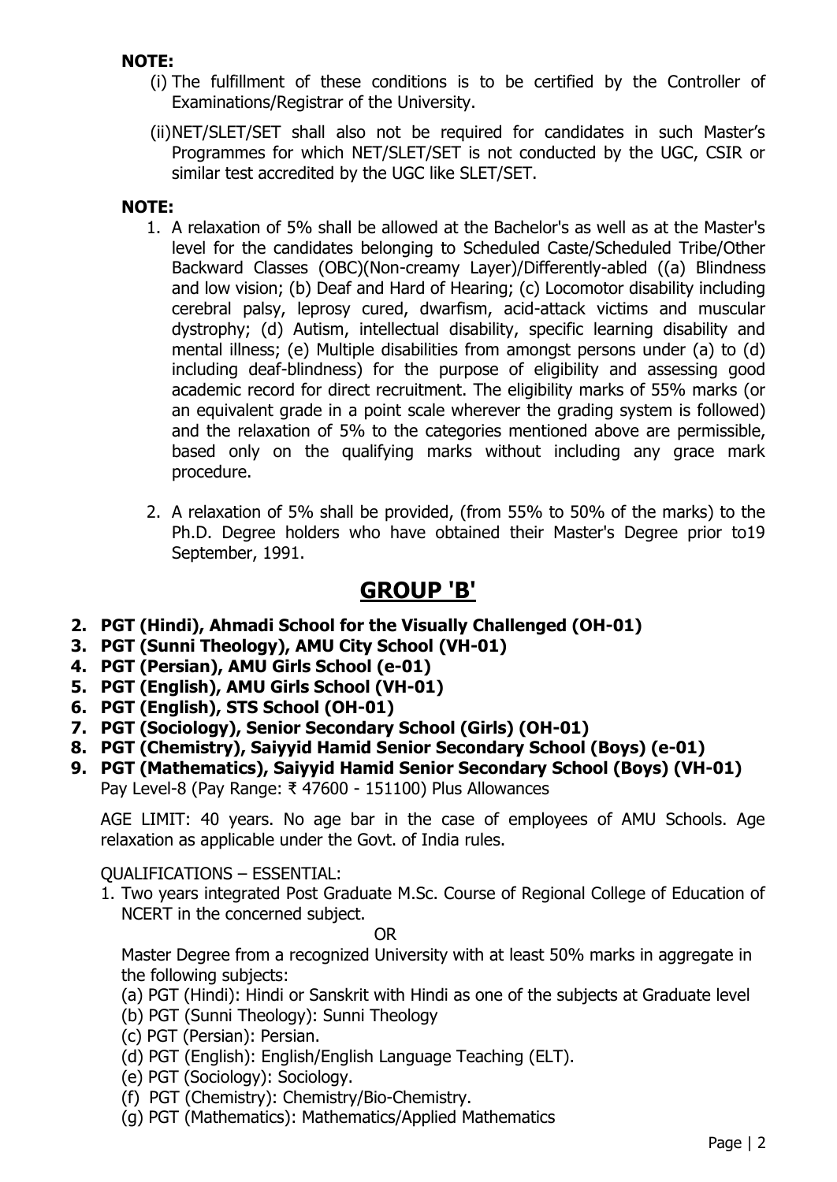**NOTE:**

(i) The fulfillment of these conditions is to be certified by the Controller of Examinations/Registrar of the University.

(ii) NET/SLET/SET shall also not be required for candidates in such Master's Programmes for which NET/SLET/SET is not conducted by the UGC, CSIR or similar test accredited by the UGC like SLET/SET.

**NOTE:**

1. A relaxation of 5% shall be allowed at the Bachelor's as well as at the Master's level for the candidates belonging to Scheduled Caste/Scheduled Tribe/Other Backward Classes (OBC)(Non-creamy Layer)/Differently-abled ((a) Blindness and low vision; (b) Deaf and Hard of Hearing; (c) Locomotor disability including cerebral palsy, leprosy cured, dwarfism, acid-attack victims and muscular dystrophy; (d) Autism, intellectual disability, specific learning disability and mental illness; (e) Multiple disabilities from amongst persons under (a) to (d) including deaf-blindness) for the purpose of eligibility and assessing good academic record for direct recruitment. The eligibility marks of 55% marks (or an equivalent grade in a point scale wherever the grading system is followed) and the relaxation of 5% to the categories mentioned above are permissible, based only on the qualifying marks without including any grace mark procedure.
2. A relaxation of 5% shall be provided, (from 55% to 50% of the marks) to the Ph.D. Degree holders who have obtained their Master's Degree prior to19 September, 1991.

# GROUP 'B'

**2. PGT (Hindi), Ahmadi School for the Visually Challenged (OH-01)**
**3. PGT (Sunni Theology), AMU City School (VH-01)**
**4. PGT (Persian), AMU Girls School (e-01)**
**5. PGT (English), AMU Girls School (VH-01)**
**6. PGT (English), STS School (OH-01)**
**7. PGT (Sociology), Senior Secondary School (Girls) (OH-01)**
**8. PGT (Chemistry), Saiyyid Hamid Senior Secondary School (Boys) (e-01)**
**9. PGT (Mathematics), Saiyyid Hamid Senior Secondary School (Boys) (VH-01)**

Pay Level-8 (Pay Range: ₹ 47600 - 151100) Plus Allowances

AGE LIMIT: 40 years. No age bar in the case of employees of AMU Schools. Age relaxation as applicable under the Govt. of India rules.

QUALIFICATIONS – ESSENTIAL:

1. Two years integrated Post Graduate M.Sc. Course of Regional College of Education of NCERT in the concerned subject.

OR

Master Degree from a recognized University with at least 50% marks in aggregate in the following subjects:

(a) PGT (Hindi): Hindi or Sanskrit with Hindi as one of the subjects at Graduate level
(b) PGT (Sunni Theology): Sunni Theology
(c) PGT (Persian): Persian.
(d) PGT (English): English/English Language Teaching (ELT).
(e) PGT (Sociology): Sociology.
(f) PGT (Chemistry): Chemistry/Bio-Chemistry.
(g) PGT (Mathematics): Mathematics/Applied Mathematics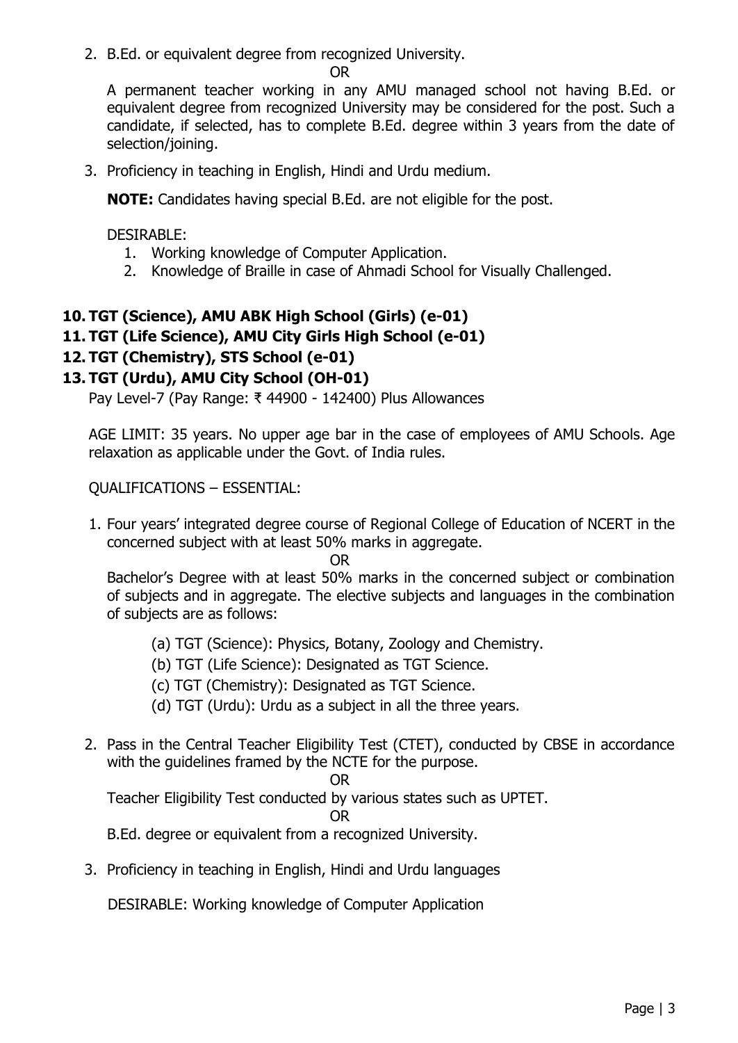2. B.Ed. or equivalent degree from recognized University.

   OR

   A permanent teacher working in any AMU managed school not having B.Ed. or equivalent degree from recognized University may be considered for the post. Such a candidate, if selected, has to complete B.Ed. degree within 3 years from the date of selection/joining.

3. Proficiency in teaching in English, Hindi and Urdu medium.

   **NOTE:** Candidates having special B.Ed. are not eligible for the post.

   DESIRABLE:
   1. Working knowledge of Computer Application.
   2. Knowledge of Braille in case of Ahmadi School for Visually Challenged.

### 10. TGT (Science), AMU ABK High School (Girls) (e-01)
### 11. TGT (Life Science), AMU City Girls High School (e-01)
### 12. TGT (Chemistry), STS School (e-01)
### 13. TGT (Urdu), AMU City School (OH-01)

Pay Level-7 (Pay Range: ₹ 44900 - 142400) Plus Allowances

AGE LIMIT: 35 years. No upper age bar in the case of employees of AMU Schools. Age relaxation as applicable under the Govt. of India rules.

QUALIFICATIONS – ESSENTIAL:

1. Four years' integrated degree course of Regional College of Education of NCERT in the concerned subject with at least 50% marks in aggregate.

   OR

   Bachelor's Degree with at least 50% marks in the concerned subject or combination of subjects and in aggregate. The elective subjects and languages in the combination of subjects are as follows:

   (a) TGT (Science): Physics, Botany, Zoology and Chemistry.
   (b) TGT (Life Science): Designated as TGT Science.
   (c) TGT (Chemistry): Designated as TGT Science.
   (d) TGT (Urdu): Urdu as a subject in all the three years.

2. Pass in the Central Teacher Eligibility Test (CTET), conducted by CBSE in accordance with the guidelines framed by the NCTE for the purpose.

   OR

   Teacher Eligibility Test conducted by various states such as UPTET.

   OR

   B.Ed. degree or equivalent from a recognized University.

3. Proficiency in teaching in English, Hindi and Urdu languages

   DESIRABLE: Working knowledge of Computer Application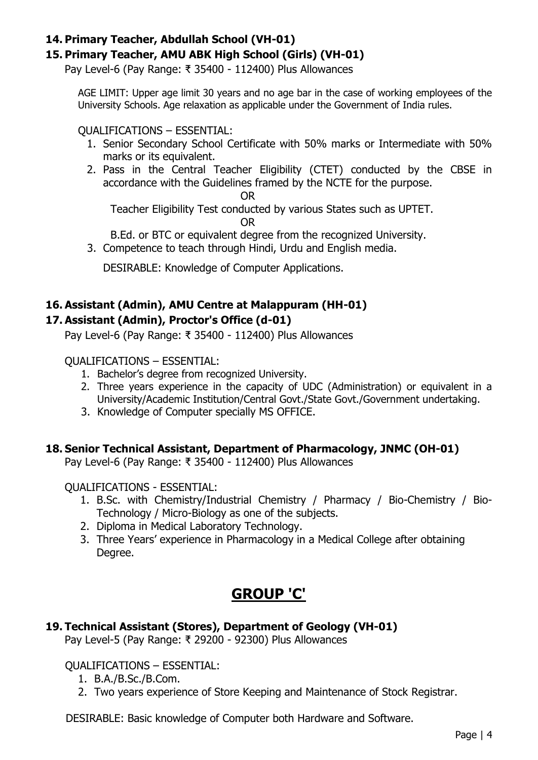### 14. Primary Teacher, Abdullah School (VH-01)

### 15. Primary Teacher, AMU ABK High School (Girls) (VH-01)

Pay Level-6 (Pay Range: ₹ 35400 - 112400) Plus Allowances

AGE LIMIT: Upper age limit 30 years and no age bar in the case of working employees of the University Schools. Age relaxation as applicable under the Government of India rules.

QUALIFICATIONS – ESSENTIAL:

1. Senior Secondary School Certificate with 50% marks or Intermediate with 50% marks or its equivalent.
2. Pass in the Central Teacher Eligibility (CTET) conducted by the CBSE in accordance with the Guidelines framed by the NCTE for the purpose.

   OR

   Teacher Eligibility Test conducted by various States such as UPTET.

   OR

   B.Ed. or BTC or equivalent degree from the recognized University.
3. Competence to teach through Hindi, Urdu and English media.

DESIRABLE: Knowledge of Computer Applications.

### 16. Assistant (Admin), AMU Centre at Malappuram (HH-01)

### 17. Assistant (Admin), Proctor's Office (d-01)

Pay Level-6 (Pay Range: ₹ 35400 - 112400) Plus Allowances

QUALIFICATIONS – ESSENTIAL:

1. Bachelor's degree from recognized University.
2. Three years experience in the capacity of UDC (Administration) or equivalent in a University/Academic Institution/Central Govt./State Govt./Government undertaking.
3. Knowledge of Computer specially MS OFFICE.

### 18. Senior Technical Assistant, Department of Pharmacology, JNMC (OH-01)

Pay Level-6 (Pay Range: ₹ 35400 - 112400) Plus Allowances

QUALIFICATIONS - ESSENTIAL:

1. B.Sc. with Chemistry/Industrial Chemistry / Pharmacy / Bio-Chemistry / Bio-Technology / Micro-Biology as one of the subjects.
2. Diploma in Medical Laboratory Technology.
3. Three Years' experience in Pharmacology in a Medical College after obtaining Degree.

## GROUP 'C'

### 19. Technical Assistant (Stores), Department of Geology (VH-01)

Pay Level-5 (Pay Range: ₹ 29200 - 92300) Plus Allowances

QUALIFICATIONS – ESSENTIAL:

1. B.A./B.Sc./B.Com.
2. Two years experience of Store Keeping and Maintenance of Stock Registrar.

DESIRABLE: Basic knowledge of Computer both Hardware and Software.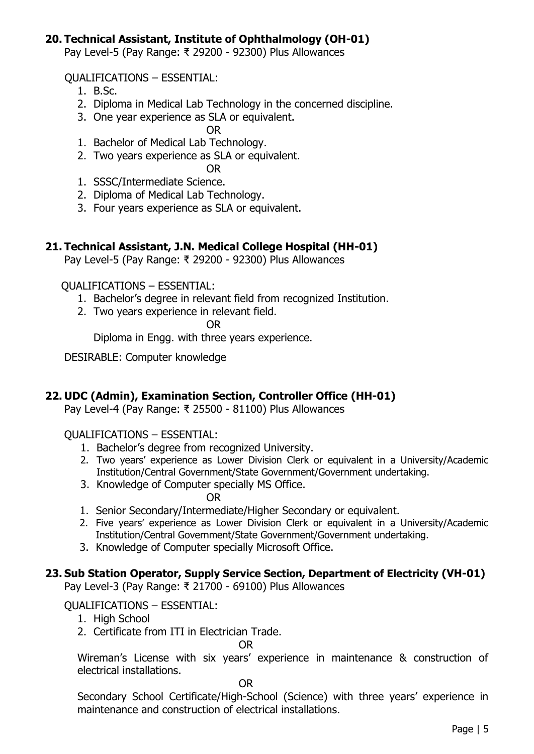### 20. Technical Assistant, Institute of Ophthalmology (OH-01)

Pay Level-5 (Pay Range: ₹ 29200 - 92300) Plus Allowances

QUALIFICATIONS – ESSENTIAL:

1. B.Sc.
2. Diploma in Medical Lab Technology in the concerned discipline.
3. One year experience as SLA or equivalent.

OR

1. Bachelor of Medical Lab Technology.
2. Two years experience as SLA or equivalent.

OR

1. SSSC/Intermediate Science.
2. Diploma of Medical Lab Technology.
3. Four years experience as SLA or equivalent.

### 21. Technical Assistant, J.N. Medical College Hospital (HH-01)

Pay Level-5 (Pay Range: ₹ 29200 - 92300) Plus Allowances

QUALIFICATIONS – ESSENTIAL:

1. Bachelor's degree in relevant field from recognized Institution.
2. Two years experience in relevant field.

OR

Diploma in Engg. with three years experience.

DESIRABLE: Computer knowledge

### 22. UDC (Admin), Examination Section, Controller Office (HH-01)

Pay Level-4 (Pay Range: ₹ 25500 - 81100) Plus Allowances

QUALIFICATIONS – ESSENTIAL:

1. Bachelor's degree from recognized University.
2. Two years' experience as Lower Division Clerk or equivalent in a University/Academic Institution/Central Government/State Government/Government undertaking.
3. Knowledge of Computer specially MS Office.

OR

1. Senior Secondary/Intermediate/Higher Secondary or equivalent.
2. Five years' experience as Lower Division Clerk or equivalent in a University/Academic Institution/Central Government/State Government/Government undertaking.
3. Knowledge of Computer specially Microsoft Office.

### 23. Sub Station Operator, Supply Service Section, Department of Electricity (VH-01)

Pay Level-3 (Pay Range: ₹ 21700 - 69100) Plus Allowances

QUALIFICATIONS – ESSENTIAL:

1. High School
2. Certificate from ITI in Electrician Trade.

OR

Wireman's License with six years' experience in maintenance & construction of electrical installations.

OR

Secondary School Certificate/High-School (Science) with three years' experience in maintenance and construction of electrical installations.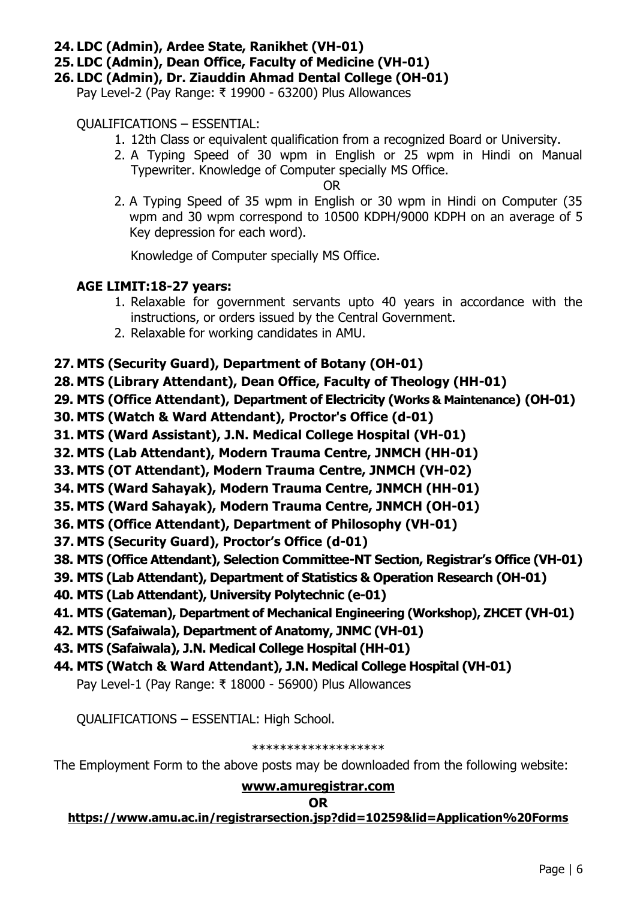**24. LDC (Admin), Ardee State, Ranikhet (VH-01)**
**25. LDC (Admin), Dean Office, Faculty of Medicine (VH-01)**
**26. LDC (Admin), Dr. Ziauddin Ahmad Dental College (OH-01)**

Pay Level-2 (Pay Range: ₹ 19900 - 63200) Plus Allowances

QUALIFICATIONS – ESSENTIAL:

1. 12th Class or equivalent qualification from a recognized Board or University.
2. A Typing Speed of 30 wpm in English or 25 wpm in Hindi on Manual Typewriter. Knowledge of Computer specially MS Office.

   OR

2. A Typing Speed of 35 wpm in English or 30 wpm in Hindi on Computer (35 wpm and 30 wpm correspond to 10500 KDPH/9000 KDPH on an average of 5 Key depression for each word).

   Knowledge of Computer specially MS Office.

**AGE LIMIT:18-27 years:**

1. Relaxable for government servants upto 40 years in accordance with the instructions, or orders issued by the Central Government.
2. Relaxable for working candidates in AMU.

**27. MTS (Security Guard), Department of Botany (OH-01)**
**28. MTS (Library Attendant), Dean Office, Faculty of Theology (HH-01)**
**29. MTS (Office Attendant), Department of Electricity (Works & Maintenance) (OH-01)**
**30. MTS (Watch & Ward Attendant), Proctor's Office (d-01)**
**31. MTS (Ward Assistant), J.N. Medical College Hospital (VH-01)**
**32. MTS (Lab Attendant), Modern Trauma Centre, JNMCH (HH-01)**
**33. MTS (OT Attendant), Modern Trauma Centre, JNMCH (VH-02)**
**34. MTS (Ward Sahayak), Modern Trauma Centre, JNMCH (HH-01)**
**35. MTS (Ward Sahayak), Modern Trauma Centre, JNMCH (OH-01)**
**36. MTS (Office Attendant), Department of Philosophy (VH-01)**
**37. MTS (Security Guard), Proctor's Office (d-01)**
**38. MTS (Office Attendant), Selection Committee-NT Section, Registrar's Office (VH-01)**
**39. MTS (Lab Attendant), Department of Statistics & Operation Research (OH-01)**
**40. MTS (Lab Attendant), University Polytechnic (e-01)**
**41. MTS (Gateman), Department of Mechanical Engineering (Workshop), ZHCET (VH-01)**
**42. MTS (Safaiwala), Department of Anatomy, JNMC (VH-01)**
**43. MTS (Safaiwala), J.N. Medical College Hospital (HH-01)**
**44. MTS (Watch & Ward Attendant), J.N. Medical College Hospital (VH-01)**

Pay Level-1 (Pay Range: ₹ 18000 - 56900) Plus Allowances

QUALIFICATIONS – ESSENTIAL: High School.

*******************

The Employment Form to the above posts may be downloaded from the following website:

**www.amuregistrar.com**

**OR**

**https://www.amu.ac.in/registrarsection.jsp?did=10259&lid=Application%20Forms**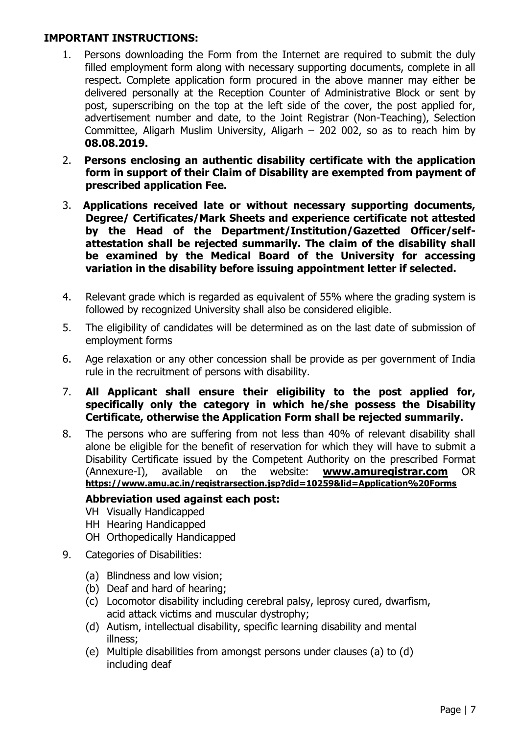## IMPORTANT INSTRUCTIONS:

1. Persons downloading the Form from the Internet are required to submit the duly filled employment form along with necessary supporting documents, complete in all respect. Complete application form procured in the above manner may either be delivered personally at the Reception Counter of Administrative Block or sent by post, superscribing on the top at the left side of the cover, the post applied for, advertisement number and date, to the Joint Registrar (Non-Teaching), Selection Committee, Aligarh Muslim University, Aligarh – 202 002, so as to reach him by **08.08.2019.**

2. **Persons enclosing an authentic disability certificate with the application form in support of their Claim of Disability are exempted from payment of prescribed application Fee.**

3. **Applications received late or without necessary supporting documents, Degree/ Certificates/Mark Sheets and experience certificate not attested by the Head of the Department/Institution/Gazetted Officer/self-attestation shall be rejected summarily. The claim of the disability shall be examined by the Medical Board of the University for accessing variation in the disability before issuing appointment letter if selected.**

4. Relevant grade which is regarded as equivalent of 55% where the grading system is followed by recognized University shall also be considered eligible.

5. The eligibility of candidates will be determined as on the last date of submission of employment forms

6. Age relaxation or any other concession shall be provide as per government of India rule in the recruitment of persons with disability.

7. **All Applicant shall ensure their eligibility to the post applied for, specifically only the category in which he/she possess the Disability Certificate, otherwise the Application Form shall be rejected summarily.**

8. The persons who are suffering from not less than 40% of relevant disability shall alone be eligible for the benefit of reservation for which they will have to submit a Disability Certificate issued by the Competent Authority on the prescribed Format (Annexure-I), available on the website: **www.amuregistrar.com** OR **https://www.amu.ac.in/registrarsection.jsp?did=10259&lid=Application%20Forms**

   **Abbreviation used against each post:**

   VH Visually Handicapped
   HH Hearing Handicapped
   OH Orthopedically Handicapped

9. Categories of Disabilities:

   (a) Blindness and low vision;
   (b) Deaf and hard of hearing;
   (c) Locomotor disability including cerebral palsy, leprosy cured, dwarfism, acid attack victims and muscular dystrophy;
   (d) Autism, intellectual disability, specific learning disability and mental illness;
   (e) Multiple disabilities from amongst persons under clauses (a) to (d) including deaf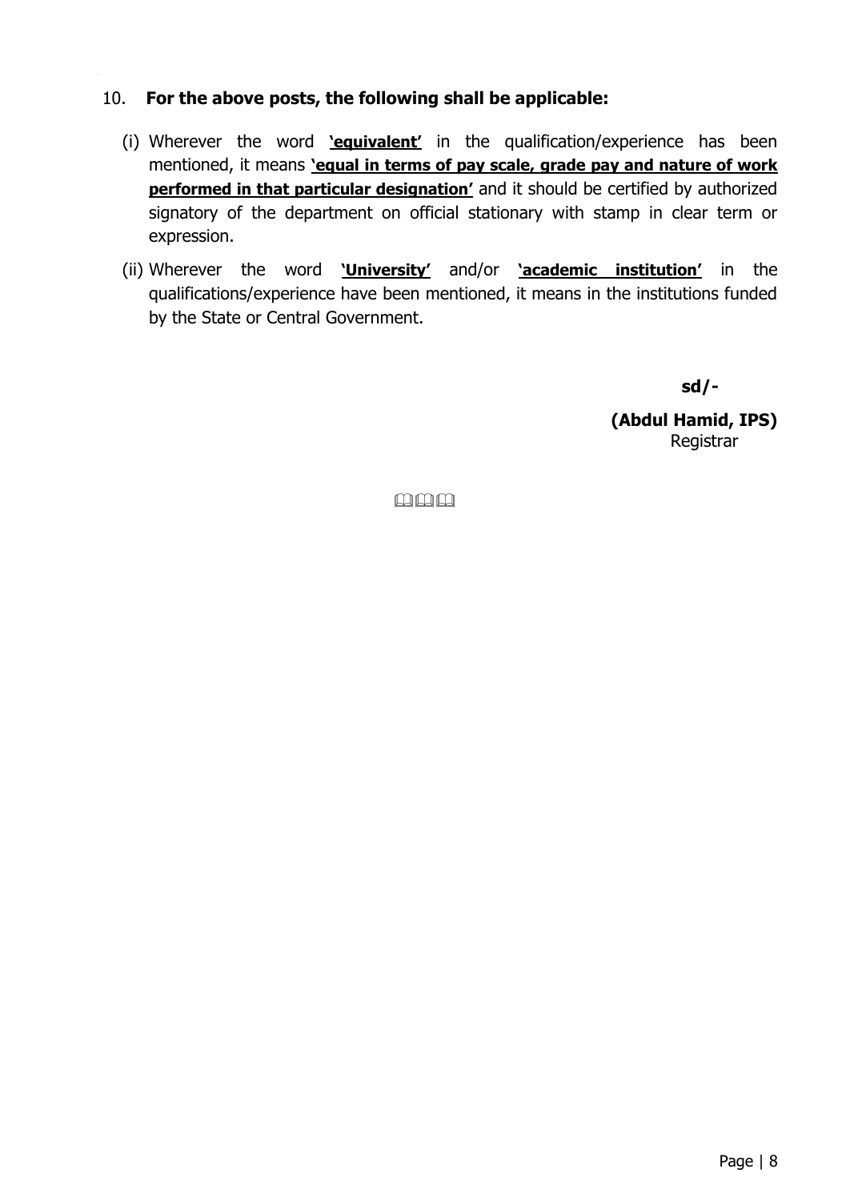10. **For the above posts, the following shall be applicable:**

   (i) Wherever the word **'equivalent'** in the qualification/experience has been mentioned, it means **'equal in terms of pay scale, grade pay and nature of work performed in that particular designation'** and it should be certified by authorized signatory of the department on official stationary with stamp in clear term or expression.

   (ii) Wherever the word **'University'** and/or **'academic institution'** in the qualifications/experience have been mentioned, it means in the institutions funded by the State or Central Government.

**sd/-**

**(Abdul Hamid, IPS)**
Registrar